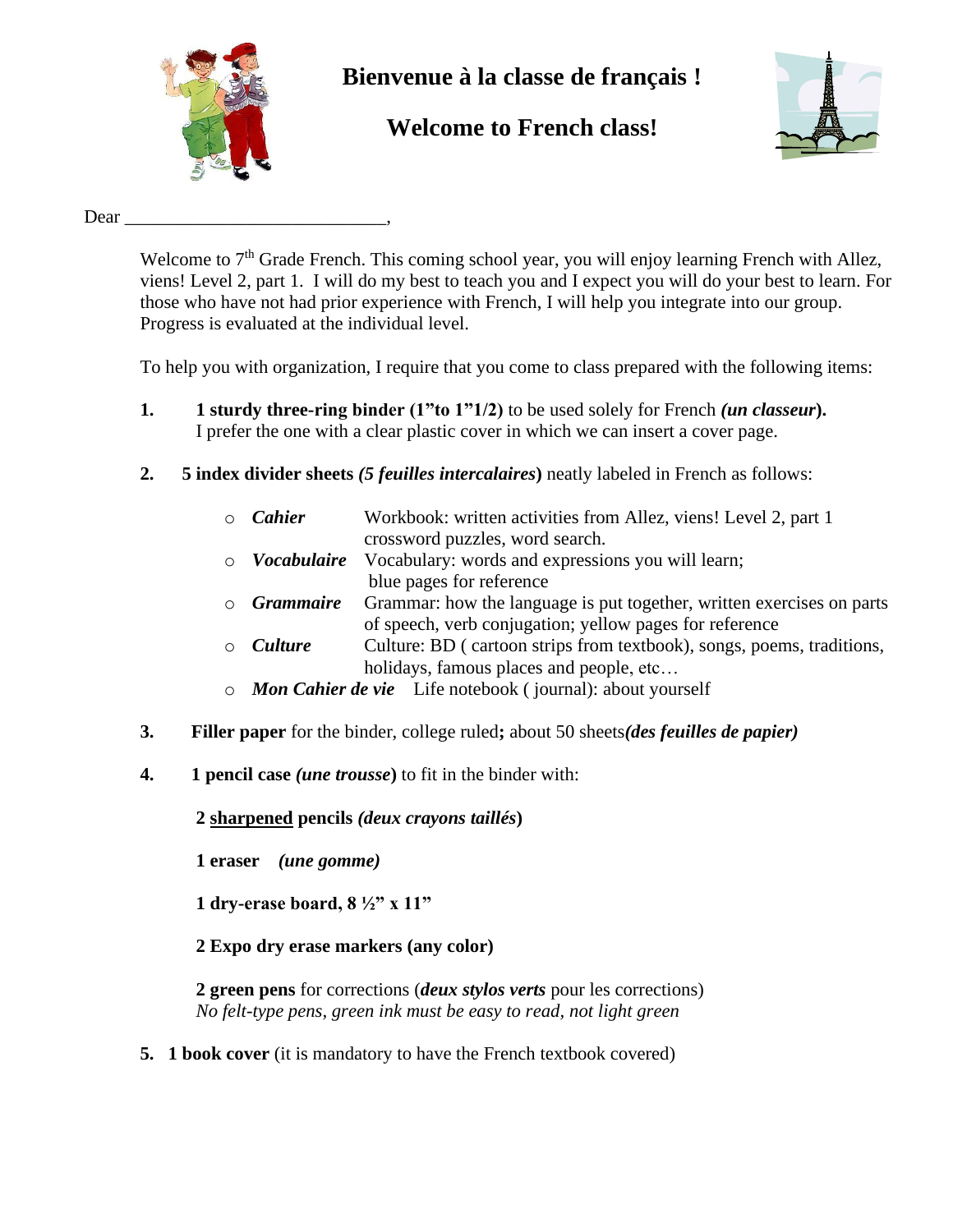# Bienvenue à la classe de français !

# Welcome to French class!

Dear ____________________________,

Welcome to 7th Grade French. This coming school year, you will enjoy learning French with Allez, viens! Level 2, part 1. I will do my best to teach you and I expect you will do your best to learn. For those who have not had prior experience with French, I will help you integrate into our group. Progress is evaluated at the individual level.

To help you with organization, I require that you come to class prepared with the following items:

1. **1 sturdy three-ring binder (1"to 1"1/2)** to be used solely for French ***(un classeur*).** I prefer the one with a clear plastic cover in which we can insert a cover page.

2. **5 index divider sheets *(5 feuilles intercalaires*)** neatly labeled in French as follows:

   - ***Cahier*** — Workbook: written activities from Allez, viens! Level 2, part 1 crossword puzzles, word search.
   - ***Vocabulaire*** — Vocabulary: words and expressions you will learn; blue pages for reference
   - ***Grammaire*** — Grammar: how the language is put together, written exercises on parts of speech, verb conjugation; yellow pages for reference
   - ***Culture*** — Culture: BD ( cartoon strips from textbook), songs, poems, traditions, holidays, famous places and people, etc…
   - ***Mon Cahier de vie*** — Life notebook ( journal): about yourself

3. **Filler paper** for the binder, college ruled**;** about 50 sheets***(des feuilles de papier)***

4. **1 pencil case *(une trousse*)** to fit in the binder with:

   **2 <u>sharpened</u> pencils *(deux crayons taillés*)**

   **1 eraser** ***(une gomme)***

   **1 dry-erase board, 8 ½" x 11"**

   **2 Expo dry erase markers (any color)**

   **2 green pens** for corrections (***deux stylos verts*** pour les corrections)
   *No felt-type pens, green ink must be easy to read, not light green*

5. **1 book cover** (it is mandatory to have the French textbook covered)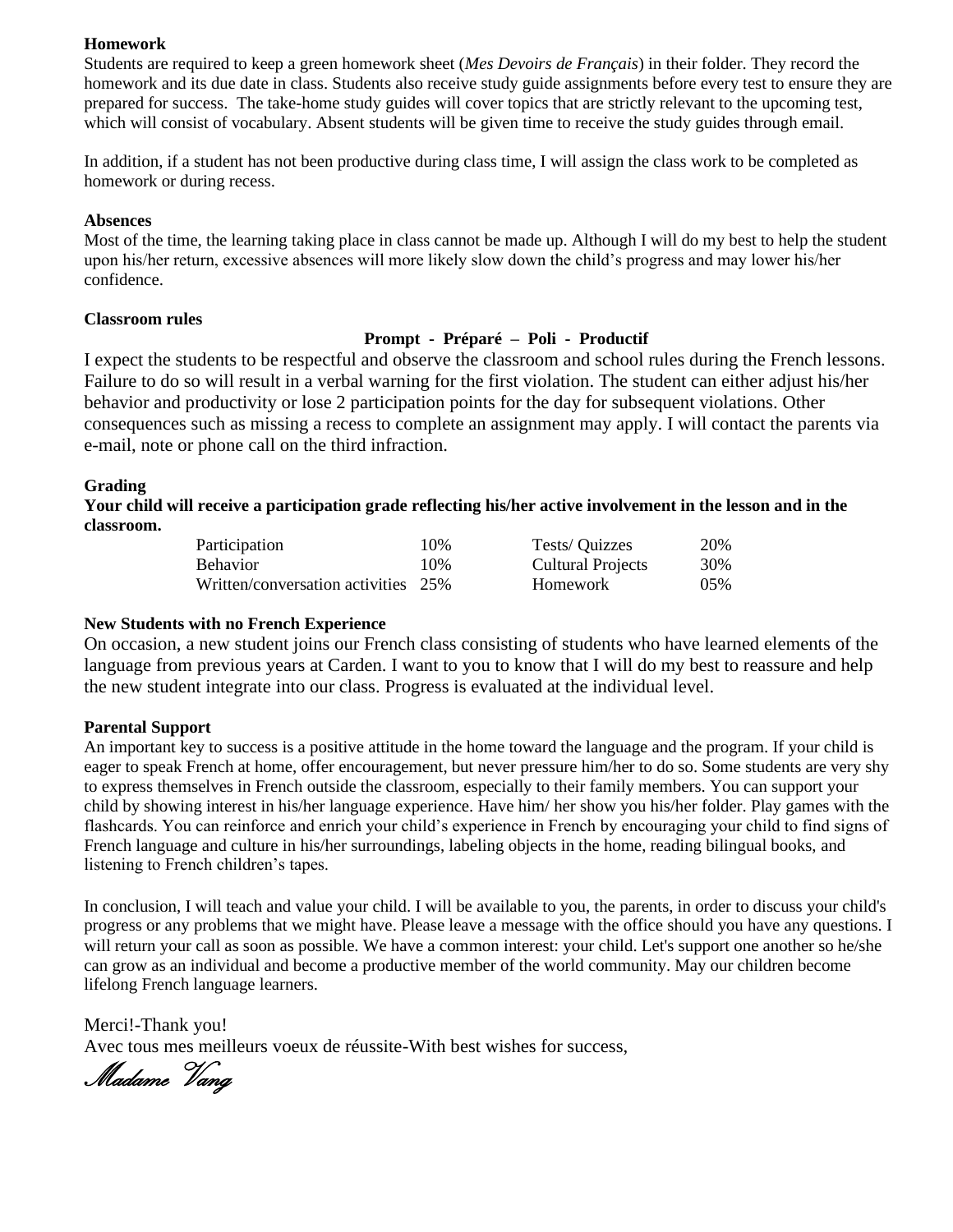**Homework**

Students are required to keep a green homework sheet (*Mes Devoirs de Français*) in their folder. They record the homework and its due date in class. Students also receive study guide assignments before every test to ensure they are prepared for success. The take-home study guides will cover topics that are strictly relevant to the upcoming test, which will consist of vocabulary. Absent students will be given time to receive the study guides through email.

In addition, if a student has not been productive during class time, I will assign the class work to be completed as homework or during recess.

**Absences**

Most of the time, the learning taking place in class cannot be made up. Although I will do my best to help the student upon his/her return, excessive absences will more likely slow down the child's progress and may lower his/her confidence.

**Classroom rules**

**Prompt - Préparé – Poli - Productif**

I expect the students to be respectful and observe the classroom and school rules during the French lessons. Failure to do so will result in a verbal warning for the first violation. The student can either adjust his/her behavior and productivity or lose 2 participation points for the day for subsequent violations. Other consequences such as missing a recess to complete an assignment may apply. I will contact the parents via e-mail, note or phone call on the third infraction.

**Grading**

**Your child will receive a participation grade reflecting his/her active involvement in the lesson and in the classroom.**

| | | | |
|---|---|---|---|
| Participation | 10% | Tests/ Quizzes | 20% |
| Behavior | 10% | Cultural Projects | 30% |
| Written/conversation activities | 25% | Homework | 05% |

**New Students with no French Experience**

On occasion, a new student joins our French class consisting of students who have learned elements of the language from previous years at Carden. I want to you to know that I will do my best to reassure and help the new student integrate into our class. Progress is evaluated at the individual level.

**Parental Support**

An important key to success is a positive attitude in the home toward the language and the program. If your child is eager to speak French at home, offer encouragement, but never pressure him/her to do so. Some students are very shy to express themselves in French outside the classroom, especially to their family members. You can support your child by showing interest in his/her language experience. Have him/ her show you his/her folder. Play games with the flashcards. You can reinforce and enrich your child's experience in French by encouraging your child to find signs of French language and culture in his/her surroundings, labeling objects in the home, reading bilingual books, and listening to French children's tapes.

In conclusion, I will teach and value your child. I will be available to you, the parents, in order to discuss your child's progress or any problems that we might have. Please leave a message with the office should you have any questions. I will return your call as soon as possible. We have a common interest: your child. Let's support one another so he/she can grow as an individual and become a productive member of the world community. May our children become lifelong French language learners.

Merci!-Thank you!

Avec tous mes meilleurs voeux de réussite-With best wishes for success,

*Madame Vang*